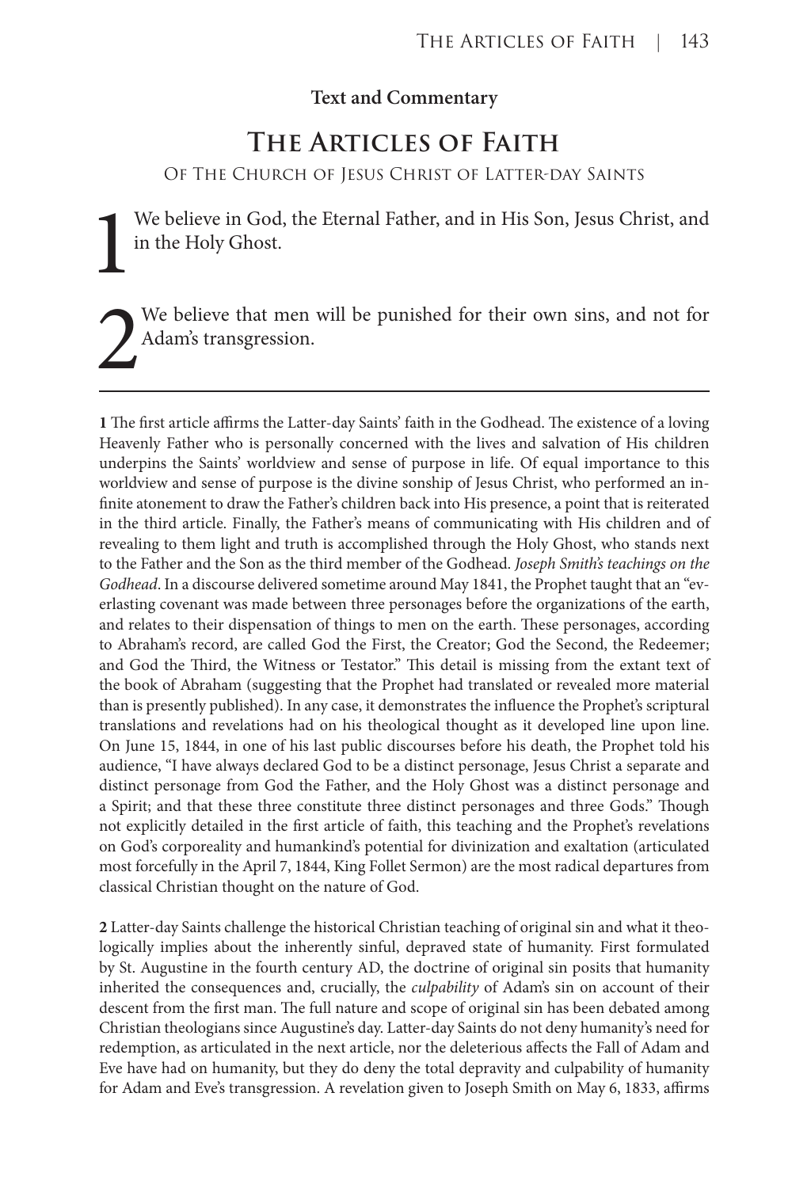**Text and Commentary**

# The Articles of Faith

## Of The Church of Jesus Christ of Latter-day Saints

1 We believe in God, the Eternal Father, and in His Son, Jesus Christ, and in the Holy Ghost.

2 We believe that men will be punished for their own sins, and not for Adam's transgression.

---

**1** The first article affirms the Latter-day Saints' faith in the Godhead. The existence of a loving Heavenly Father who is personally concerned with the lives and salvation of His children underpins the Saints' worldview and sense of purpose in life. Of equal importance to this worldview and sense of purpose is the divine sonship of Jesus Christ, who performed an infinite atonement to draw the Father's children back into His presence, a point that is reiterated in the third article. Finally, the Father's means of communicating with His children and of revealing to them light and truth is accomplished through the Holy Ghost, who stands next to the Father and the Son as the third member of the Godhead. *Joseph Smith's teachings on the Godhead*. In a discourse delivered sometime around May 1841, the Prophet taught that an "everlasting covenant was made between three personages before the organizations of the earth, and relates to their dispensation of things to men on the earth. These personages, according to Abraham's record, are called God the First, the Creator; God the Second, the Redeemer; and God the Third, the Witness or Testator." This detail is missing from the extant text of the book of Abraham (suggesting that the Prophet had translated or revealed more material than is presently published). In any case, it demonstrates the influence the Prophet's scriptural translations and revelations had on his theological thought as it developed line upon line. On June 15, 1844, in one of his last public discourses before his death, the Prophet told his audience, "I have always declared God to be a distinct personage, Jesus Christ a separate and distinct personage from God the Father, and the Holy Ghost was a distinct personage and a Spirit; and that these three constitute three distinct personages and three Gods." Though not explicitly detailed in the first article of faith, this teaching and the Prophet's revelations on God's corporeality and humankind's potential for divinization and exaltation (articulated most forcefully in the April 7, 1844, King Follet Sermon) are the most radical departures from classical Christian thought on the nature of God.

**2** Latter-day Saints challenge the historical Christian teaching of original sin and what it theologically implies about the inherently sinful, depraved state of humanity. First formulated by St. Augustine in the fourth century AD, the doctrine of original sin posits that humanity inherited the consequences and, crucially, the *culpability* of Adam's sin on account of their descent from the first man. The full nature and scope of original sin has been debated among Christian theologians since Augustine's day. Latter-day Saints do not deny humanity's need for redemption, as articulated in the next article, nor the deleterious affects the Fall of Adam and Eve have had on humanity, but they do deny the total depravity and culpability of humanity for Adam and Eve's transgression. A revelation given to Joseph Smith on May 6, 1833, affirms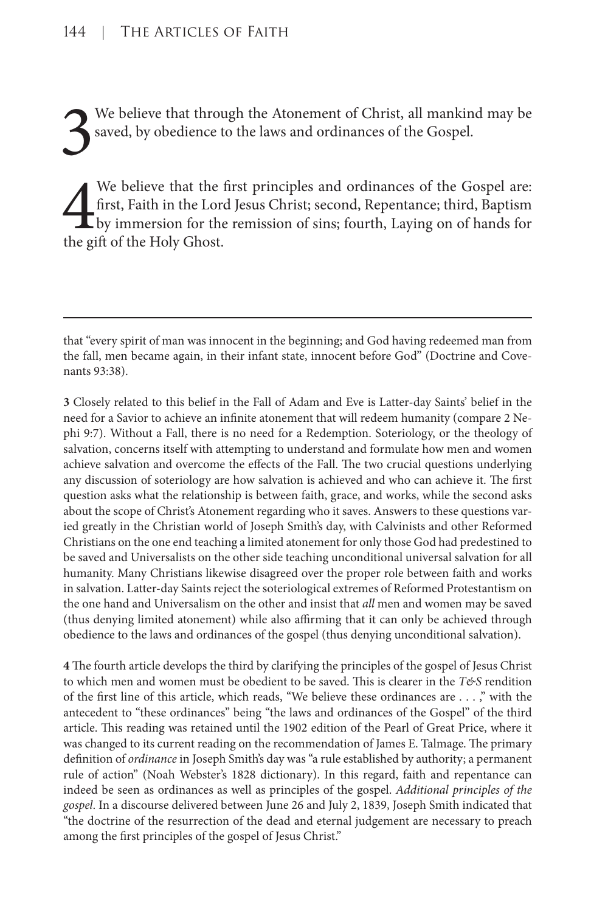3 We believe that through the Atonement of Christ, all mankind may be saved, by obedience to the laws and ordinances of the Gospel.

4 We believe that the first principles and ordinances of the Gospel are: first, Faith in the Lord Jesus Christ; second, Repentance; third, Baptism by immersion for the remission of sins; fourth, Laying on of hands for the gift of the Holy Ghost.

---

that "every spirit of man was innocent in the beginning; and God having redeemed man from the fall, men became again, in their infant state, innocent before God" (Doctrine and Covenants 93:38).

**3** Closely related to this belief in the Fall of Adam and Eve is Latter-day Saints' belief in the need for a Savior to achieve an infinite atonement that will redeem humanity (compare 2 Nephi 9:7). Without a Fall, there is no need for a Redemption. Soteriology, or the theology of salvation, concerns itself with attempting to understand and formulate how men and women achieve salvation and overcome the effects of the Fall. The two crucial questions underlying any discussion of soteriology are how salvation is achieved and who can achieve it. The first question asks what the relationship is between faith, grace, and works, while the second asks about the scope of Christ's Atonement regarding who it saves. Answers to these questions varied greatly in the Christian world of Joseph Smith's day, with Calvinists and other Reformed Christians on the one end teaching a limited atonement for only those God had predestined to be saved and Universalists on the other side teaching unconditional universal salvation for all humanity. Many Christians likewise disagreed over the proper role between faith and works in salvation. Latter-day Saints reject the soteriological extremes of Reformed Protestantism on the one hand and Universalism on the other and insist that *all* men and women may be saved (thus denying limited atonement) while also affirming that it can only be achieved through obedience to the laws and ordinances of the gospel (thus denying unconditional salvation).

**4** The fourth article develops the third by clarifying the principles of the gospel of Jesus Christ to which men and women must be obedient to be saved. This is clearer in the *T&S* rendition of the first line of this article, which reads, "We believe these ordinances are . . . ," with the antecedent to "these ordinances" being "the laws and ordinances of the Gospel" of the third article. This reading was retained until the 1902 edition of the Pearl of Great Price, where it was changed to its current reading on the recommendation of James E. Talmage. The primary definition of *ordinance* in Joseph Smith's day was "a rule established by authority; a permanent rule of action" (Noah Webster's 1828 dictionary). In this regard, faith and repentance can indeed be seen as ordinances as well as principles of the gospel. *Additional principles of the gospel*. In a discourse delivered between June 26 and July 2, 1839, Joseph Smith indicated that "the doctrine of the resurrection of the dead and eternal judgement are necessary to preach among the first principles of the gospel of Jesus Christ."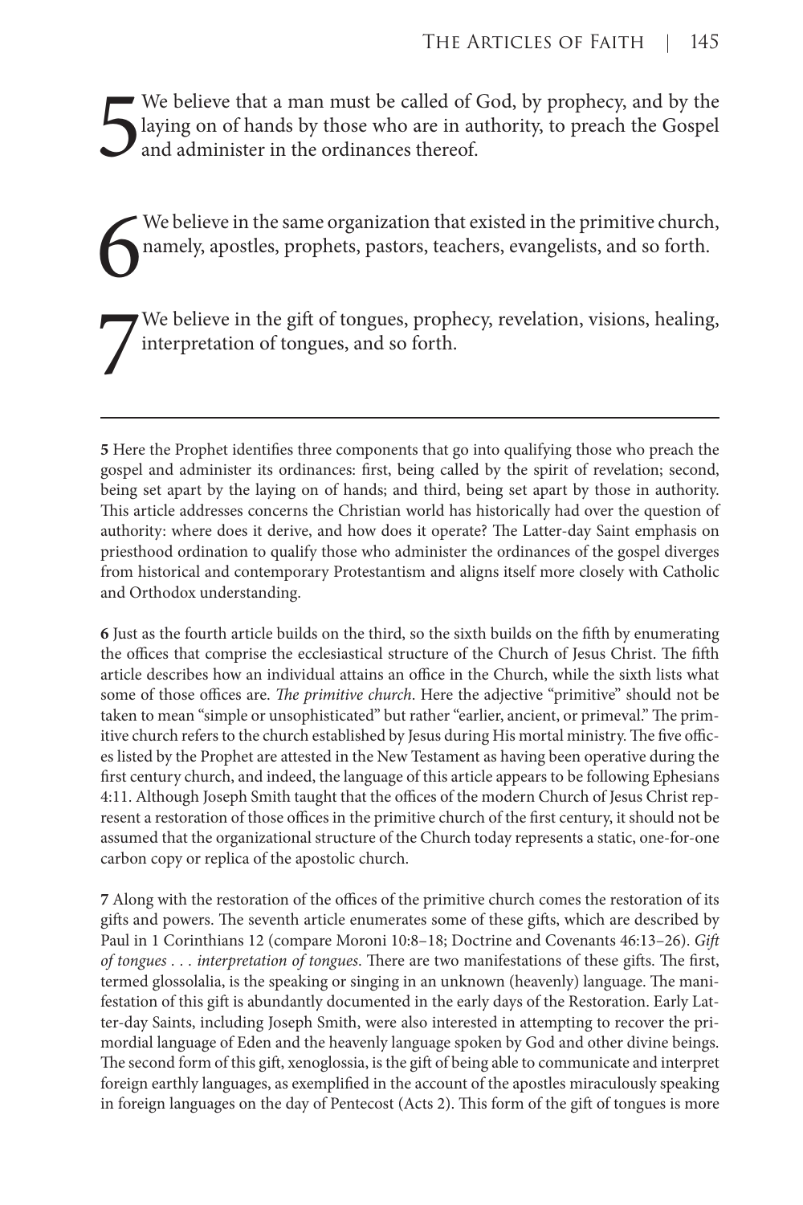5 We believe that a man must be called of God, by prophecy, and by the laying on of hands by those who are in authority, to preach the Gospel and administer in the ordinances thereof.

6 We believe in the same organization that existed in the primitive church, namely, apostles, prophets, pastors, teachers, evangelists, and so forth.

7 We believe in the gift of tongues, prophecy, revelation, visions, healing, interpretation of tongues, and so forth.

---

**5** Here the Prophet identifies three components that go into qualifying those who preach the gospel and administer its ordinances: first, being called by the spirit of revelation; second, being set apart by the laying on of hands; and third, being set apart by those in authority. This article addresses concerns the Christian world has historically had over the question of authority: where does it derive, and how does it operate? The Latter-day Saint emphasis on priesthood ordination to qualify those who administer the ordinances of the gospel diverges from historical and contemporary Protestantism and aligns itself more closely with Catholic and Orthodox understanding.

**6** Just as the fourth article builds on the third, so the sixth builds on the fifth by enumerating the offices that comprise the ecclesiastical structure of the Church of Jesus Christ. The fifth article describes how an individual attains an office in the Church, while the sixth lists what some of those offices are. *The primitive church*. Here the adjective "primitive" should not be taken to mean "simple or unsophisticated" but rather "earlier, ancient, or primeval." The primitive church refers to the church established by Jesus during His mortal ministry. The five offices listed by the Prophet are attested in the New Testament as having been operative during the first century church, and indeed, the language of this article appears to be following Ephesians 4:11. Although Joseph Smith taught that the offices of the modern Church of Jesus Christ represent a restoration of those offices in the primitive church of the first century, it should not be assumed that the organizational structure of the Church today represents a static, one-for-one carbon copy or replica of the apostolic church.

**7** Along with the restoration of the offices of the primitive church comes the restoration of its gifts and powers. The seventh article enumerates some of these gifts, which are described by Paul in 1 Corinthians 12 (compare Moroni 10:8–18; Doctrine and Covenants 46:13–26). *Gift of tongues . . . interpretation of tongues*. There are two manifestations of these gifts. The first, termed glossolalia, is the speaking or singing in an unknown (heavenly) language. The manifestation of this gift is abundantly documented in the early days of the Restoration. Early Latter-day Saints, including Joseph Smith, were also interested in attempting to recover the primordial language of Eden and the heavenly language spoken by God and other divine beings. The second form of this gift, xenoglossia, is the gift of being able to communicate and interpret foreign earthly languages, as exemplified in the account of the apostles miraculously speaking in foreign languages on the day of Pentecost (Acts 2). This form of the gift of tongues is more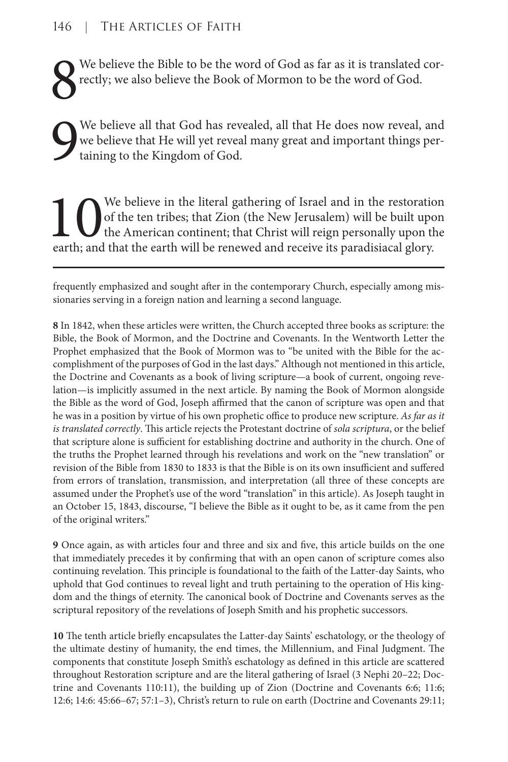**8** We believe the Bible to be the word of God as far as it is translated correctly; we also believe the Book of Mormon to be the word of God.

**9** We believe all that God has revealed, all that He does now reveal, and we believe that He will yet reveal many great and important things pertaining to the Kingdom of God.

**10** We believe in the literal gathering of Israel and in the restoration of the ten tribes; that Zion (the New Jerusalem) will be built upon the American continent; that Christ will reign personally upon the earth; and that the earth will be renewed and receive its paradisiacal glory.

---

frequently emphasized and sought after in the contemporary Church, especially among missionaries serving in a foreign nation and learning a second language.

**8** In 1842, when these articles were written, the Church accepted three books as scripture: the Bible, the Book of Mormon, and the Doctrine and Covenants. In the Wentworth Letter the Prophet emphasized that the Book of Mormon was to "be united with the Bible for the accomplishment of the purposes of God in the last days." Although not mentioned in this article, the Doctrine and Covenants as a book of living scripture—a book of current, ongoing revelation—is implicitly assumed in the next article. By naming the Book of Mormon alongside the Bible as the word of God, Joseph affirmed that the canon of scripture was open and that he was in a position by virtue of his own prophetic office to produce new scripture. *As far as it is translated correctly*. This article rejects the Protestant doctrine of *sola scriptura*, or the belief that scripture alone is sufficient for establishing doctrine and authority in the church. One of the truths the Prophet learned through his revelations and work on the "new translation" or revision of the Bible from 1830 to 1833 is that the Bible is on its own insufficient and suffered from errors of translation, transmission, and interpretation (all three of these concepts are assumed under the Prophet's use of the word "translation" in this article). As Joseph taught in an October 15, 1843, discourse, "I believe the Bible as it ought to be, as it came from the pen of the original writers."

**9** Once again, as with articles four and three and six and five, this article builds on the one that immediately precedes it by confirming that with an open canon of scripture comes also continuing revelation. This principle is foundational to the faith of the Latter-day Saints, who uphold that God continues to reveal light and truth pertaining to the operation of His kingdom and the things of eternity. The canonical book of Doctrine and Covenants serves as the scriptural repository of the revelations of Joseph Smith and his prophetic successors.

**10** The tenth article briefly encapsulates the Latter-day Saints' eschatology, or the theology of the ultimate destiny of humanity, the end times, the Millennium, and Final Judgment. The components that constitute Joseph Smith's eschatology as defined in this article are scattered throughout Restoration scripture and are the literal gathering of Israel (3 Nephi 20–22; Doctrine and Covenants 110:11), the building up of Zion (Doctrine and Covenants 6:6; 11:6; 12:6; 14:6: 45:66–67; 57:1–3), Christ's return to rule on earth (Doctrine and Covenants 29:11;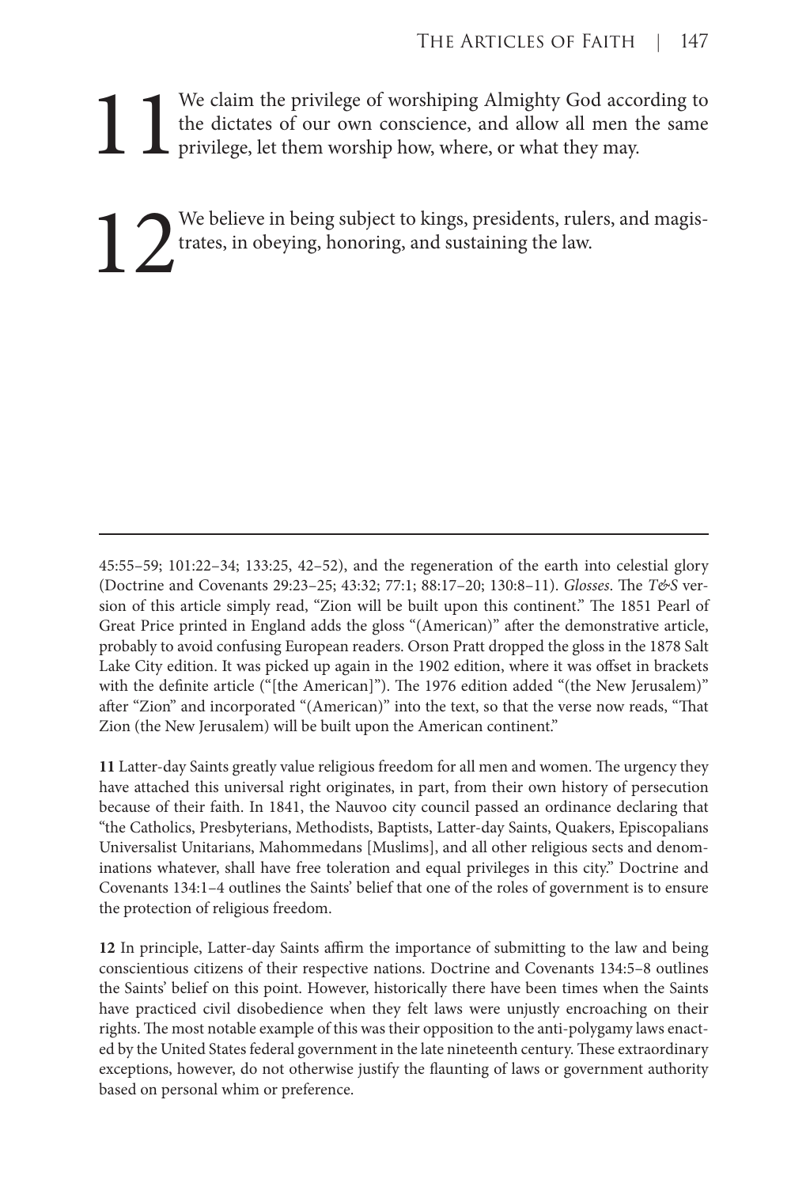**11** We claim the privilege of worshiping Almighty God according to the dictates of our own conscience, and allow all men the same privilege, let them worship how, where, or what they may.

**12** We believe in being subject to kings, presidents, rulers, and magistrates, in obeying, honoring, and sustaining the law.

---

45:55–59; 101:22–34; 133:25, 42–52), and the regeneration of the earth into celestial glory (Doctrine and Covenants 29:23–25; 43:32; 77:1; 88:17–20; 130:8–11). *Glosses*. The *T&S* version of this article simply read, "Zion will be built upon this continent." The 1851 Pearl of Great Price printed in England adds the gloss "(American)" after the demonstrative article, probably to avoid confusing European readers. Orson Pratt dropped the gloss in the 1878 Salt Lake City edition. It was picked up again in the 1902 edition, where it was offset in brackets with the definite article ("[the American]"). The 1976 edition added "(the New Jerusalem)" after "Zion" and incorporated "(American)" into the text, so that the verse now reads, "That Zion (the New Jerusalem) will be built upon the American continent."

**11** Latter-day Saints greatly value religious freedom for all men and women. The urgency they have attached this universal right originates, in part, from their own history of persecution because of their faith. In 1841, the Nauvoo city council passed an ordinance declaring that "the Catholics, Presbyterians, Methodists, Baptists, Latter-day Saints, Quakers, Episcopalians Universalist Unitarians, Mahommedans [Muslims], and all other religious sects and denominations whatever, shall have free toleration and equal privileges in this city." Doctrine and Covenants 134:1–4 outlines the Saints' belief that one of the roles of government is to ensure the protection of religious freedom.

**12** In principle, Latter-day Saints affirm the importance of submitting to the law and being conscientious citizens of their respective nations. Doctrine and Covenants 134:5–8 outlines the Saints' belief on this point. However, historically there have been times when the Saints have practiced civil disobedience when they felt laws were unjustly encroaching on their rights. The most notable example of this was their opposition to the anti-polygamy laws enacted by the United States federal government in the late nineteenth century. These extraordinary exceptions, however, do not otherwise justify the flaunting of laws or government authority based on personal whim or preference.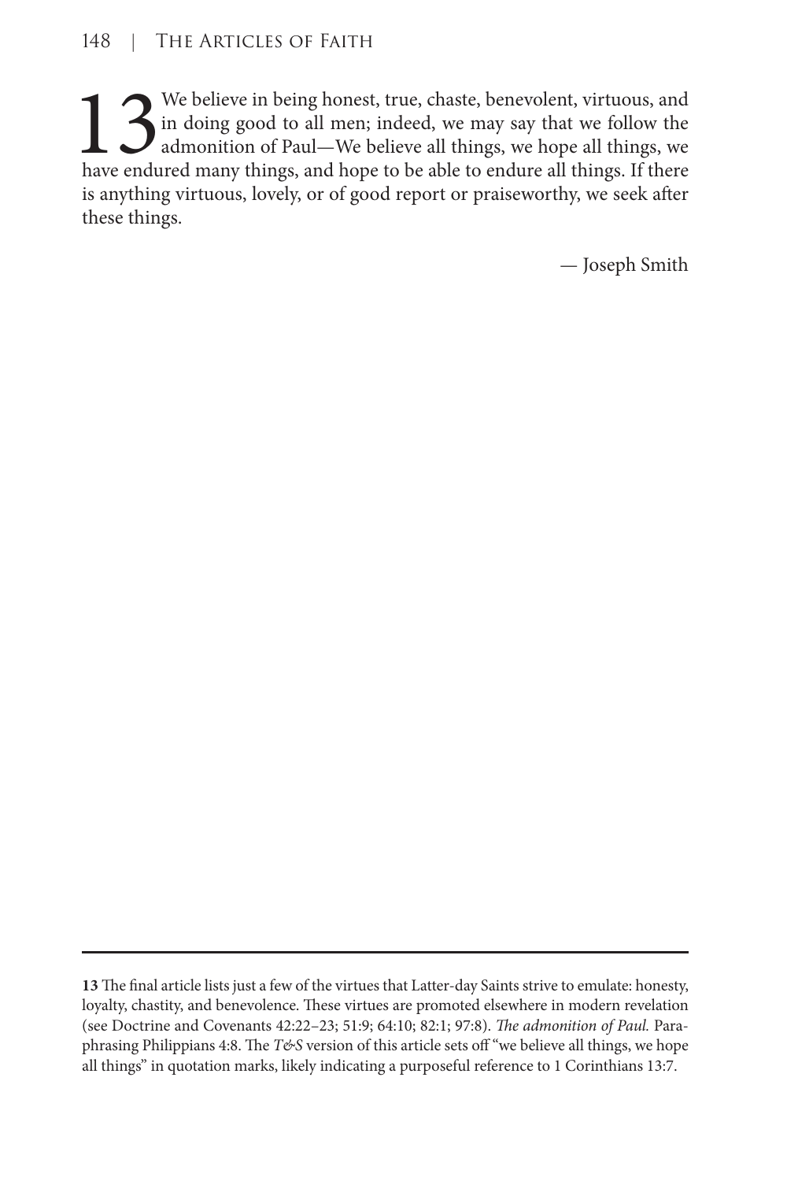13 We believe in being honest, true, chaste, benevolent, virtuous, and in doing good to all men; indeed, we may say that we follow the admonition of Paul—We believe all things, we hope all things, we have endured many things, and hope to be able to endure all things. If there is anything virtuous, lovely, or of good report or praiseworthy, we seek after these things.

— Joseph Smith

---

**13** The final article lists just a few of the virtues that Latter-day Saints strive to emulate: honesty, loyalty, chastity, and benevolence. These virtues are promoted elsewhere in modern revelation (see Doctrine and Covenants 42:22–23; 51:9; 64:10; 82:1; 97:8). *The admonition of Paul.* Paraphrasing Philippians 4:8. The *T&S* version of this article sets off "we believe all things, we hope all things" in quotation marks, likely indicating a purposeful reference to 1 Corinthians 13:7.